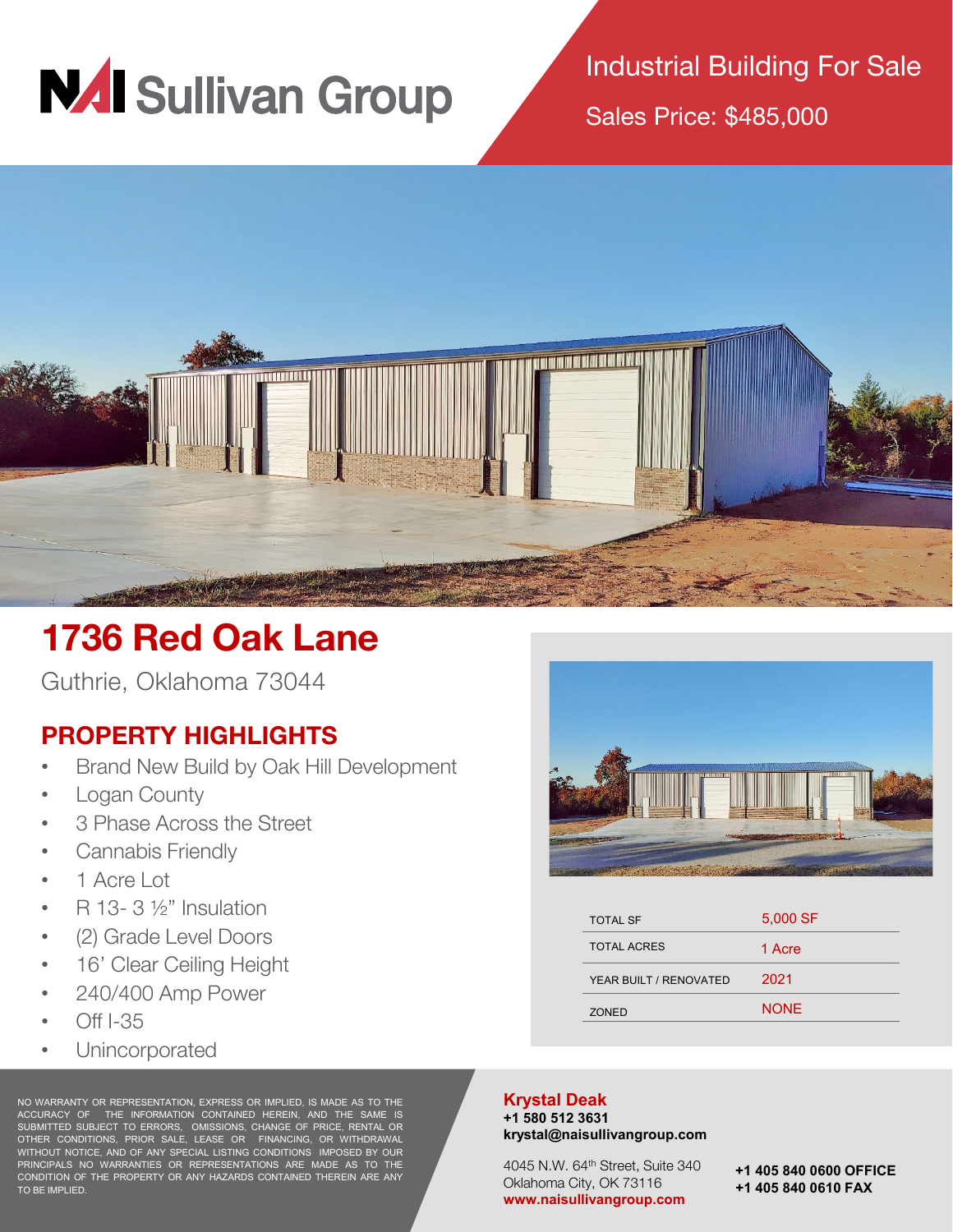# NAI Sullivan Group

## Industrial Building For Sale

Sales Price: $485,000

# 1736 Red Oak Lane

Guthrie, Oklahoma 73044

## PROPERTY HIGHLIGHTS

- Brand New Build by Oak Hill Development
- Logan County
- 3 Phase Across the Street
- Cannabis Friendly
- 1 Acre Lot
- R 13- 3 ½" Insulation
- (2) Grade Level Doors
- 16' Clear Ceiling Height
- 240/400 Amp Power
- Off I-35
- Unincorporated

| | |
|---|---|
| TOTAL SF | 5,000 SF |
| TOTAL ACRES | 1 Acre |
| YEAR BUILT / RENOVATED | 2021 |
| ZONED | NONE |

NO WARRANTY OR REPRESENTATION, EXPRESS OR IMPLIED, IS MADE AS TO THE ACCURACY OF THE INFORMATION CONTAINED HEREIN, AND THE SAME IS SUBMITTED SUBJECT TO ERRORS, OMISSIONS, CHANGE OF PRICE, RENTAL OR OTHER CONDITIONS, PRIOR SALE, LEASE OR FINANCING, OR WITHDRAWAL WITHOUT NOTICE, AND OF ANY SPECIAL LISTING CONDITIONS IMPOSED BY OUR PRINCIPALS NO WARRANTIES OR REPRESENTATIONS ARE MADE AS TO THE CONDITION OF THE PROPERTY OR ANY HAZARDS CONTAINED THEREIN ARE ANY TO BE IMPLIED.

**Krystal Deak**
**+1 580 512 3631**
**krystal@naisullivangroup.com**

4045 N.W. 64th Street, Suite 340
Oklahoma City, OK 73116
**www.naisullivangroup.com**

**+1 405 840 0600 OFFICE**
**+1 405 840 0610 FAX**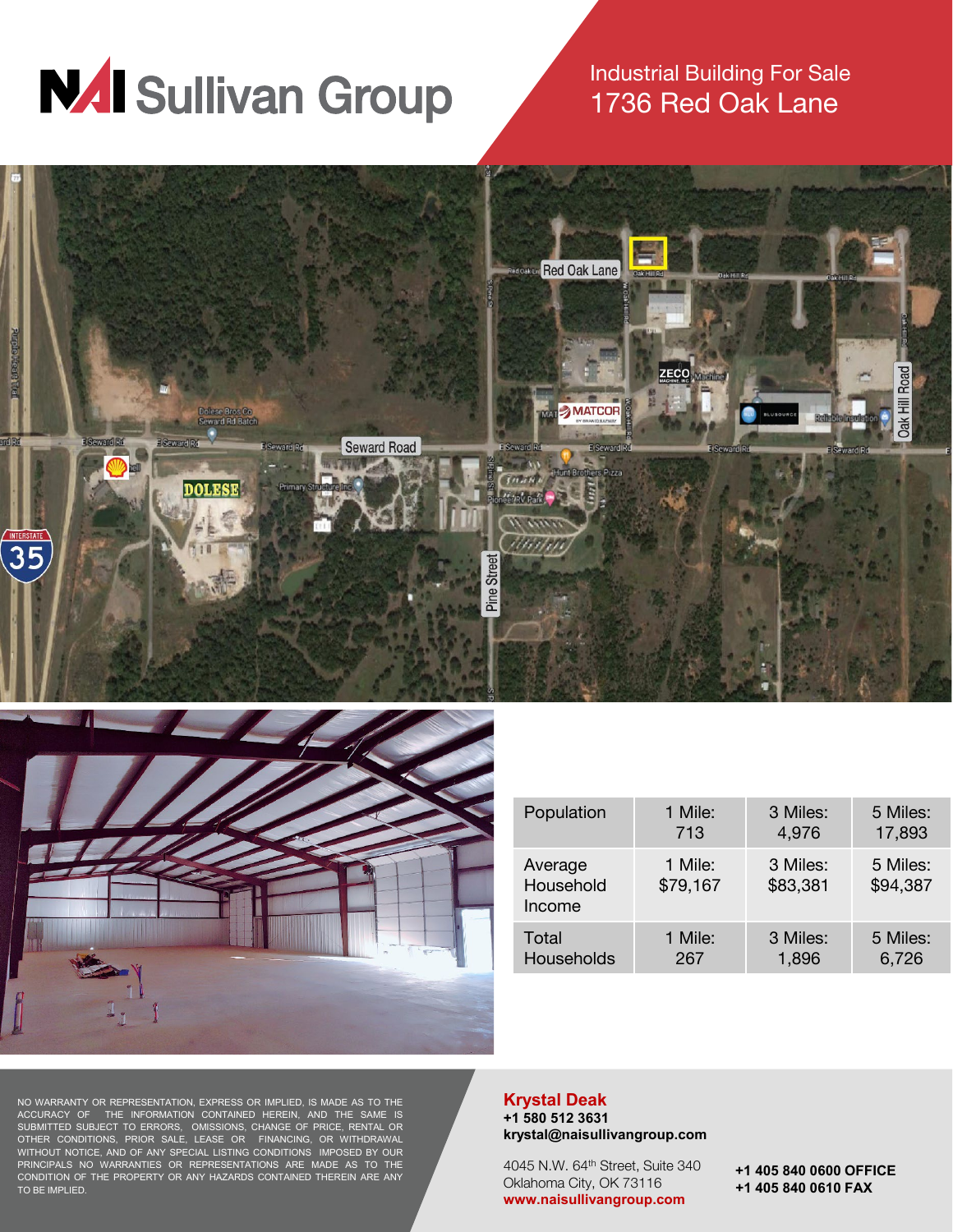# NAI Sullivan Group

## Industrial Building For Sale
## 1736 Red Oak Lane

| | | | |
|---|---|---|---|
| Population | 1 Mile: 713 | 3 Miles: 4,976 | 5 Miles: 17,893 |
| Average Household Income | 1 Mile: $79,167 | 3 Miles: $83,381 | 5 Miles: $94,387 |
| Total Households | 1 Mile: 267 | 3 Miles: 1,896 | 5 Miles: 6,726 |

NO WARRANTY OR REPRESENTATION, EXPRESS OR IMPLIED, IS MADE AS TO THE ACCURACY OF THE INFORMATION CONTAINED HEREIN, AND THE SAME IS SUBMITTED SUBJECT TO ERRORS, OMISSIONS, CHANGE OF PRICE, RENTAL OR OTHER CONDITIONS, PRIOR SALE, LEASE OR FINANCING, OR WITHDRAWAL WITHOUT NOTICE, AND OF ANY SPECIAL LISTING CONDITIONS IMPOSED BY OUR PRINCIPALS NO WARRANTIES OR REPRESENTATIONS ARE MADE AS TO THE CONDITION OF THE PROPERTY OR ANY HAZARDS CONTAINED THEREIN ARE ANY TO BE IMPLIED.

**Krystal Deak**
**+1 580 512 3631**
**krystal@naisullivangroup.com**

4045 N.W. 64th Street, Suite 340
Oklahoma City, OK 73116
**www.naisullivangroup.com**

**+1 405 840 0600 OFFICE**
**+1 405 840 0610 FAX**